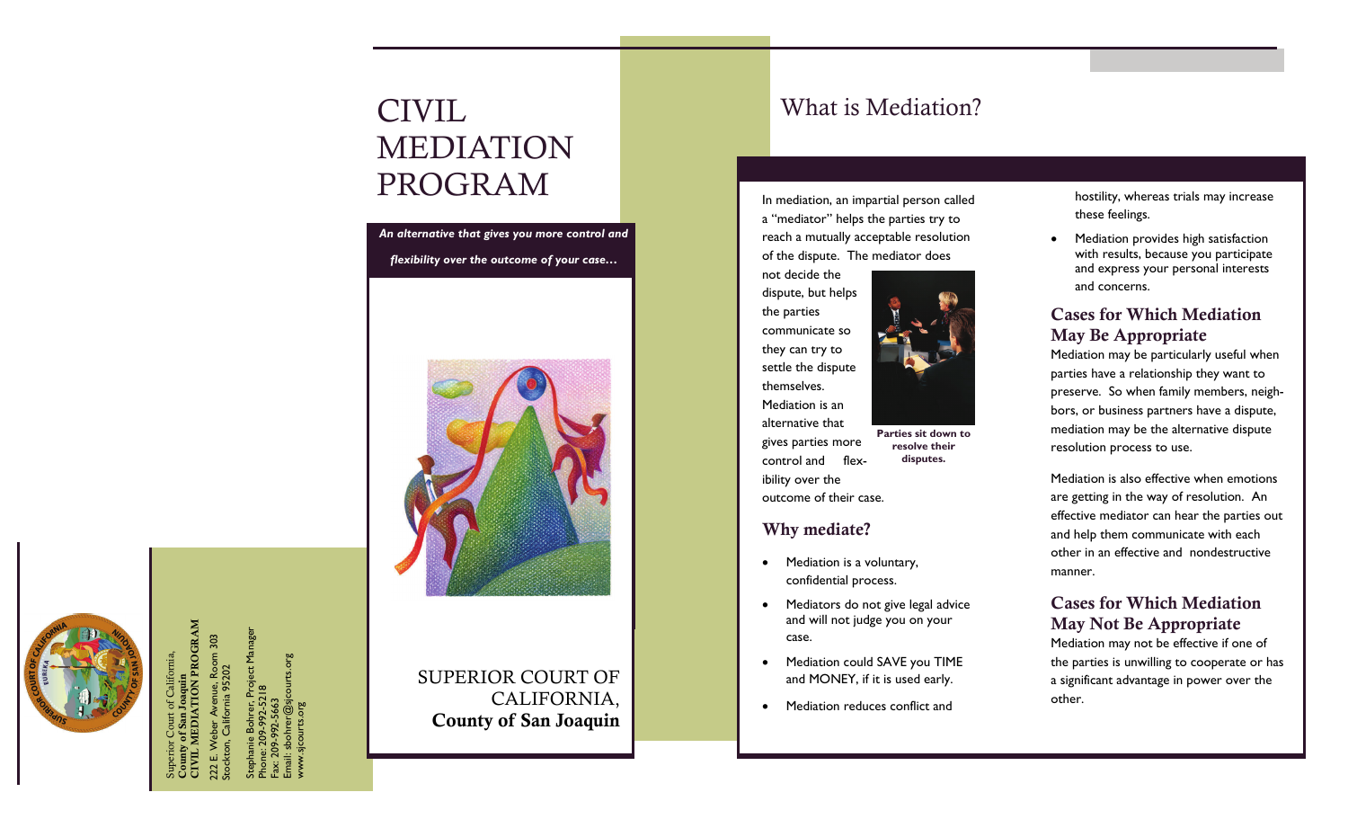Superior Court of California,
**County of San Joaquin**
**CIVIL MEDIATION PROGRAM**

222 E. Weber Avenue, Room 303
Stockton, California 95202

Stephanie Bohrer, Project Manager
Phone: 209-992-5218
Fax: 209-992-5663
Email: sbohrer@sjcourts.org
www.sjcourts.org

# CIVIL MEDIATION PROGRAM

***An alternative that gives you more control and flexibility over the outcome of your case…***

SUPERIOR COURT OF CALIFORNIA,
**County of San Joaquin**

# What is Mediation?

In mediation, an impartial person called a "mediator" helps the parties try to reach a mutually acceptable resolution of the dispute. The mediator does not decide the dispute, but helps the parties communicate so they can try to settle the dispute themselves. Mediation is an alternative that gives parties more control and flexibility over the outcome of their case.

**Parties sit down to resolve their disputes.**

## Why mediate?

- Mediation is a voluntary, confidential process.
- Mediators do not give legal advice and will not judge you on your case.
- Mediation could SAVE you TIME and MONEY, if it is used early.
- Mediation reduces conflict and hostility, whereas trials may increase these feelings.
- Mediation provides high satisfaction with results, because you participate and express your personal interests and concerns.

## Cases for Which Mediation May Be Appropriate

Mediation may be particularly useful when parties have a relationship they want to preserve. So when family members, neighbors, or business partners have a dispute, mediation may be the alternative dispute resolution process to use.

Mediation is also effective when emotions are getting in the way of resolution. An effective mediator can hear the parties out and help them communicate with each other in an effective and nondestructive manner.

## Cases for Which Mediation May Not Be Appropriate

Mediation may not be effective if one of the parties is unwilling to cooperate or has a significant advantage in power over the other.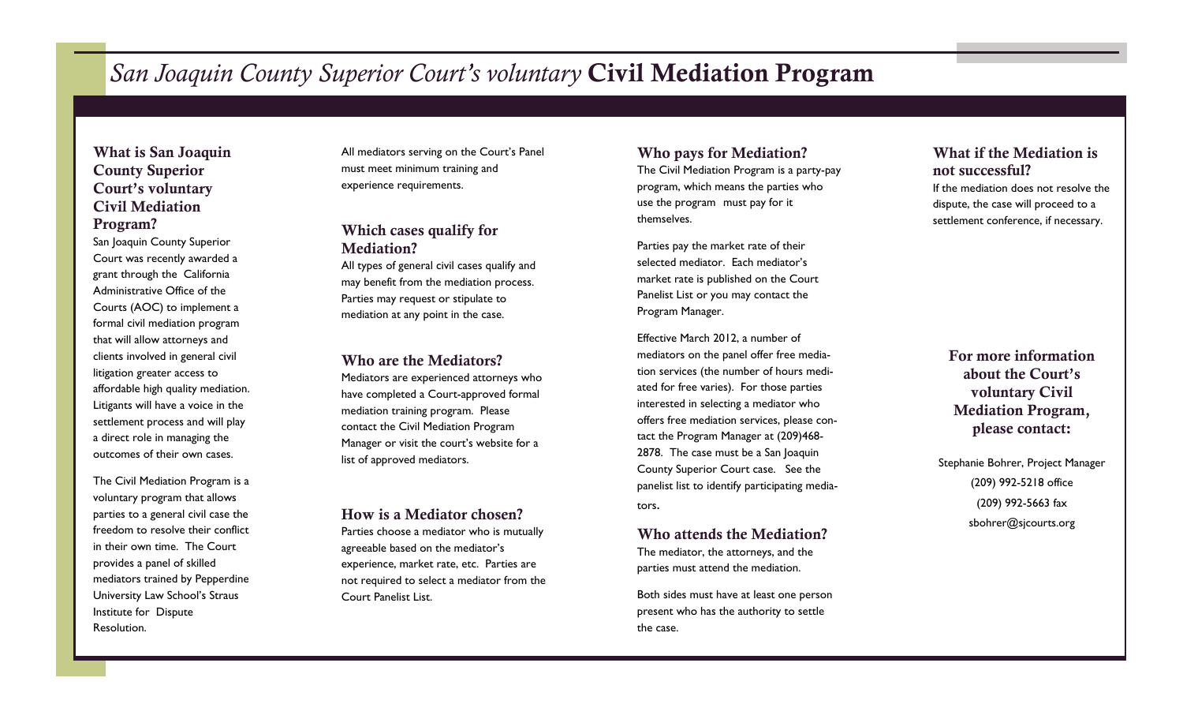# *San Joaquin County Superior Court's voluntary* Civil Mediation Program

## What is San Joaquin County Superior Court's voluntary Civil Mediation Program?

San Joaquin County Superior Court was recently awarded a grant through the California Administrative Office of the Courts (AOC) to implement a formal civil mediation program that will allow attorneys and clients involved in general civil litigation greater access to affordable high quality mediation. Litigants will have a voice in the settlement process and will play a direct role in managing the outcomes of their own cases.

The Civil Mediation Program is a voluntary program that allows parties to a general civil case the freedom to resolve their conflict in their own time. The Court provides a panel of skilled mediators trained by Pepperdine University Law School's Straus Institute for Dispute Resolution.

All mediators serving on the Court's Panel must meet minimum training and experience requirements.

## Which cases qualify for Mediation?

All types of general civil cases qualify and may benefit from the mediation process. Parties may request or stipulate to mediation at any point in the case.

## Who are the Mediators?

Mediators are experienced attorneys who have completed a Court-approved formal mediation training program. Please contact the Civil Mediation Program Manager or visit the court's website for a list of approved mediators.

## How is a Mediator chosen?

Parties choose a mediator who is mutually agreeable based on the mediator's experience, market rate, etc. Parties are not required to select a mediator from the Court Panelist List.

## Who pays for Mediation?

The Civil Mediation Program is a party-pay program, which means the parties who use the program must pay for it themselves.

Parties pay the market rate of their selected mediator. Each mediator's market rate is published on the Court Panelist List or you may contact the Program Manager.

Effective March 2012, a number of mediators on the panel offer free mediation services (the number of hours mediated for free varies). For those parties interested in selecting a mediator who offers free mediation services, please contact the Program Manager at (209)468-2878. The case must be a San Joaquin County Superior Court case. See the panelist list to identify participating mediators.

## Who attends the Mediation?

The mediator, the attorneys, and the parties must attend the mediation.

Both sides must have at least one person present who has the authority to settle the case.

## What if the Mediation is not successful?

If the mediation does not resolve the dispute, the case will proceed to a settlement conference, if necessary.

## For more information about the Court's voluntary Civil Mediation Program, please contact:

Stephanie Bohrer, Project Manager
(209) 992-5218 office
(209) 992-5663 fax
sbohrer@sjcourts.org